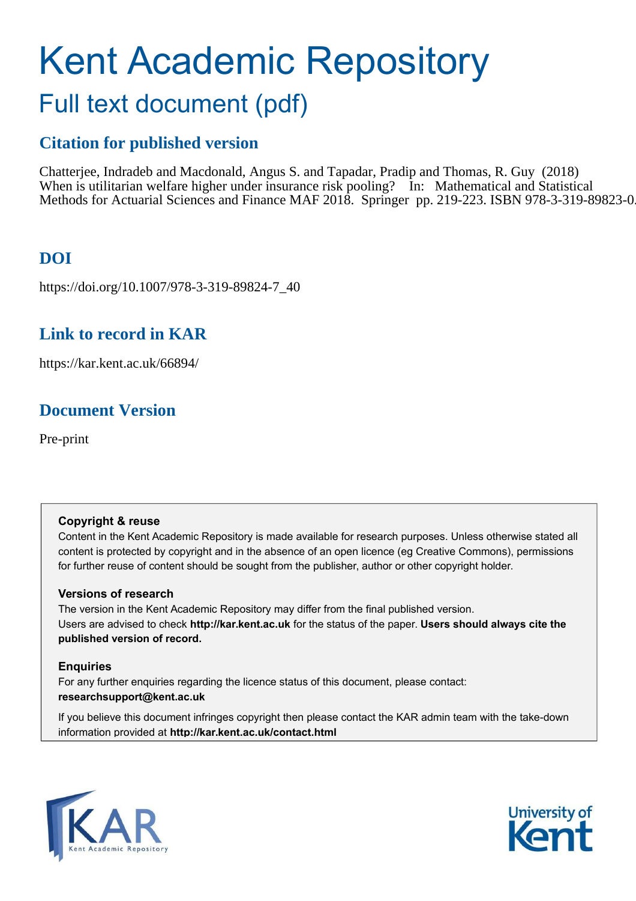# Kent Academic Repository

## Full text document (pdf)

### Citation for published version

Chatterjee, Indradeb and Macdonald, Angus S. and Tapadar, Pradip and Thomas, R. Guy (2018) When is utilitarian welfare higher under insurance risk pooling? In: Mathematical and Statistical Methods for Actuarial Sciences and Finance MAF 2018. Springer pp. 219-223. ISBN 978-3-319-89823-0.

### DOI

https://doi.org/10.1007/978-3-319-89824-7_40

### Link to record in KAR

https://kar.kent.ac.uk/66894/

### Document Version

Pre-print

**Copyright & reuse**

Content in the Kent Academic Repository is made available for research purposes. Unless otherwise stated all content is protected by copyright and in the absence of an open licence (eg Creative Commons), permissions for further reuse of content should be sought from the publisher, author or other copyright holder.

**Versions of research**

The version in the Kent Academic Repository may differ from the final published version. Users are advised to check **http://kar.kent.ac.uk** for the status of the paper. **Users should always cite the published version of record.**

**Enquiries**

For any further enquiries regarding the licence status of this document, please contact: **researchsupport@kent.ac.uk**

If you believe this document infringes copyright then please contact the KAR admin team with the take-down information provided at **http://kar.kent.ac.uk/contact.html**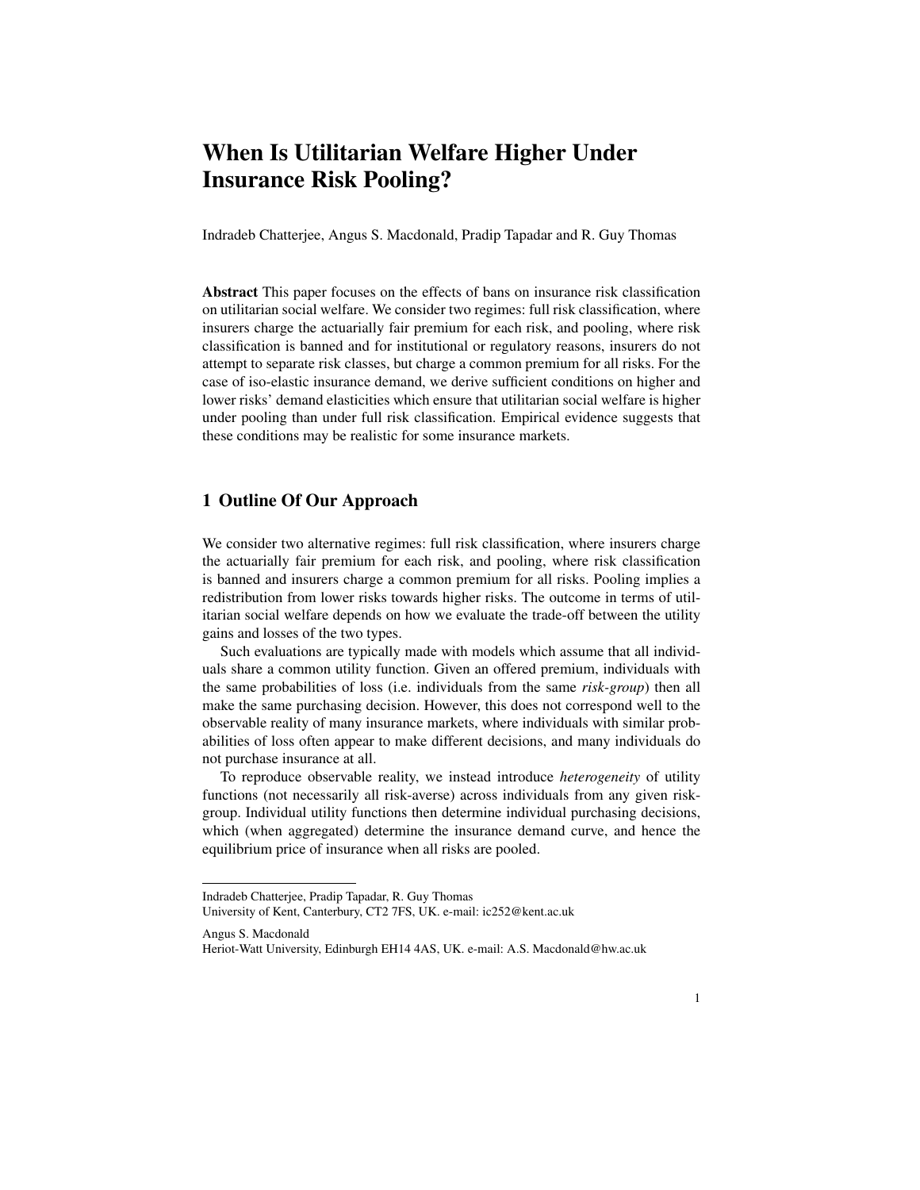# When Is Utilitarian Welfare Higher Under Insurance Risk Pooling?

Indradeb Chatterjee, Angus S. Macdonald, Pradip Tapadar and R. Guy Thomas

**Abstract** This paper focuses on the effects of bans on insurance risk classification on utilitarian social welfare. We consider two regimes: full risk classification, where insurers charge the actuarially fair premium for each risk, and pooling, where risk classification is banned and for institutional or regulatory reasons, insurers do not attempt to separate risk classes, but charge a common premium for all risks. For the case of iso-elastic insurance demand, we derive sufficient conditions on higher and lower risks' demand elasticities which ensure that utilitarian social welfare is higher under pooling than under full risk classification. Empirical evidence suggests that these conditions may be realistic for some insurance markets.

## 1 Outline Of Our Approach

We consider two alternative regimes: full risk classification, where insurers charge the actuarially fair premium for each risk, and pooling, where risk classification is banned and insurers charge a common premium for all risks. Pooling implies a redistribution from lower risks towards higher risks. The outcome in terms of utilitarian social welfare depends on how we evaluate the trade-off between the utility gains and losses of the two types.

Such evaluations are typically made with models which assume that all individuals share a common utility function. Given an offered premium, individuals with the same probabilities of loss (i.e. individuals from the same *risk-group*) then all make the same purchasing decision. However, this does not correspond well to the observable reality of many insurance markets, where individuals with similar probabilities of loss often appear to make different decisions, and many individuals do not purchase insurance at all.

To reproduce observable reality, we instead introduce *heterogeneity* of utility functions (not necessarily all risk-averse) across individuals from any given risk-group. Individual utility functions then determine individual purchasing decisions, which (when aggregated) determine the insurance demand curve, and hence the equilibrium price of insurance when all risks are pooled.

---

Indradeb Chatterjee, Pradip Tapadar, R. Guy Thomas
University of Kent, Canterbury, CT2 7FS, UK. e-mail: ic252@kent.ac.uk

Angus S. Macdonald
Heriot-Watt University, Edinburgh EH14 4AS, UK. e-mail: A.S. Macdonald@hw.ac.uk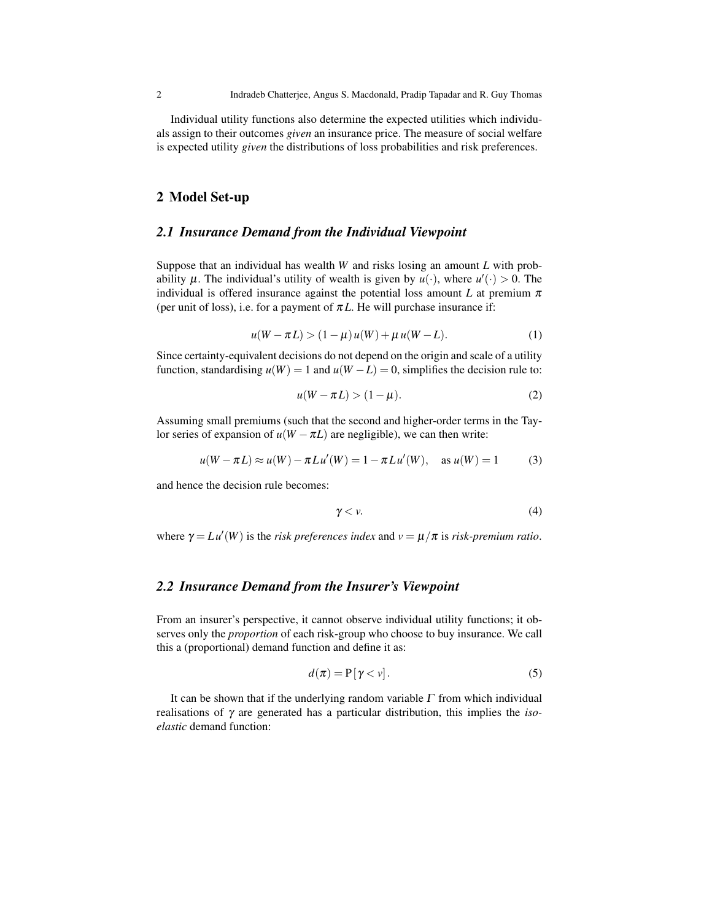Individual utility functions also determine the expected utilities which individuals assign to their outcomes *given* an insurance price. The measure of social welfare is expected utility *given* the distributions of loss probabilities and risk preferences.

## 2 Model Set-up

### 2.1 Insurance Demand from the Individual Viewpoint

Suppose that an individual has wealth $W$ and risks losing an amount $L$ with probability $\mu$. The individual's utility of wealth is given by $u(\cdot)$, where $u'(\cdot) > 0$. The individual is offered insurance against the potential loss amount $L$ at premium $\pi$ (per unit of loss), i.e. for a payment of $\pi L$. He will purchase insurance if:

$$u(W - \pi L) > (1 - \mu)\, u(W) + \mu\, u(W - L). \tag{1}$$

Since certainty-equivalent decisions do not depend on the origin and scale of a utility function, standardising $u(W) = 1$ and $u(W - L) = 0$, simplifies the decision rule to:

$$u(W - \pi L) > (1 - \mu). \tag{2}$$

Assuming small premiums (such that the second and higher-order terms in the Taylor series of expansion of $u(W - \pi L)$ are negligible), we can then write:

$$u(W - \pi L) \approx u(W) - \pi L u'(W) = 1 - \pi L u'(W), \quad \text{as } u(W) = 1 \tag{3}$$

and hence the decision rule becomes:

$$\gamma < v. \tag{4}$$

where $\gamma = L u'(W)$ is the *risk preferences index* and $v = \mu/\pi$ is *risk-premium ratio*.

### 2.2 Insurance Demand from the Insurer's Viewpoint

From an insurer's perspective, it cannot observe individual utility functions; it observes only the *proportion* of each risk-group who choose to buy insurance. We call this a (proportional) demand function and define it as:

$$d(\pi) = \mathrm{P}\left[\, \gamma < v \right]. \tag{5}$$

It can be shown that if the underlying random variable $\Gamma$ from which individual realisations of $\gamma$ are generated has a particular distribution, this implies the *iso-elastic* demand function: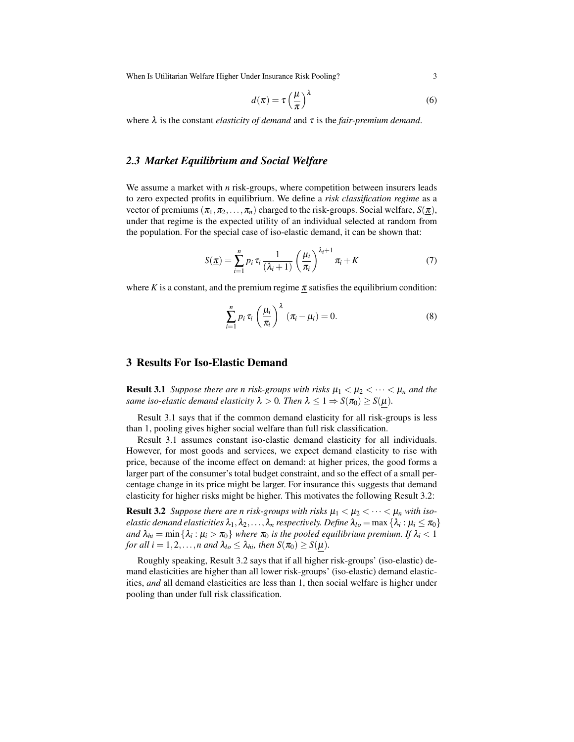$$d(\pi) = \tau \left( \frac{\mu}{\pi} \right)^{\lambda} \tag{6}$$

where $\lambda$ is the constant *elasticity of demand* and $\tau$ is the *fair-premium demand*.

### 2.3 Market Equilibrium and Social Welfare

We assume a market with $n$ risk-groups, where competition between insurers leads to zero expected profits in equilibrium. We define a *risk classification regime* as a vector of premiums $(\pi_1, \pi_2, \ldots, \pi_n)$ charged to the risk-groups. Social welfare, $S(\underline{\pi})$, under that regime is the expected utility of an individual selected at random from the population. For the special case of iso-elastic demand, it can be shown that:

$$S(\underline{\pi}) = \sum_{i=1}^{n} p_i \, \tau_i \, \frac{1}{(\lambda_i + 1)} \left( \frac{\mu_i}{\pi_i} \right)^{\lambda_i + 1} \pi_i + K \tag{7}$$

where $K$ is a constant, and the premium regime $\underline{\pi}$ satisfies the equilibrium condition:

$$\sum_{i=1}^{n} p_i \, \tau_i \left( \frac{\mu_i}{\pi_i} \right)^{\lambda} (\pi_i - \mu_i) = 0. \tag{8}$$

## 3 Results For Iso-Elastic Demand

**Result 3.1** *Suppose there are n risk-groups with risks $\mu_1 < \mu_2 < \cdots < \mu_n$ and the same iso-elastic demand elasticity $\lambda > 0$. Then $\lambda \leq 1 \Rightarrow S(\pi_0) \geq S(\underline{\mu})$.*

Result 3.1 says that if the common demand elasticity for all risk-groups is less than 1, pooling gives higher social welfare than full risk classification.

Result 3.1 assumes constant iso-elastic demand elasticity for all individuals. However, for most goods and services, we expect demand elasticity to rise with price, because of the income effect on demand: at higher prices, the good forms a larger part of the consumer's total budget constraint, and so the effect of a small percentage change in its price might be larger. For insurance this suggests that demand elasticity for higher risks might be higher. This motivates the following Result 3.2:

**Result 3.2** *Suppose there are n risk-groups with risks $\mu_1 < \mu_2 < \cdots < \mu_n$ with iso-elastic demand elasticities $\lambda_1, \lambda_2, \ldots, \lambda_n$ respectively. Define $\lambda_{lo} = \max\{\lambda_i : \mu_i \leq \pi_0\}$ and $\lambda_{hi} = \min\{\lambda_i : \mu_i > \pi_0\}$ where $\pi_0$ is the pooled equilibrium premium. If $\lambda_i < 1$ for all $i = 1, 2, \ldots, n$ and $\lambda_{lo} \leq \lambda_{hi}$, then $S(\pi_0) \geq S(\underline{\mu})$.*

Roughly speaking, Result 3.2 says that if all higher risk-groups' (iso-elastic) demand elasticities are higher than all lower risk-groups' (iso-elastic) demand elasticities, *and* all demand elasticities are less than 1, then social welfare is higher under pooling than under full risk classification.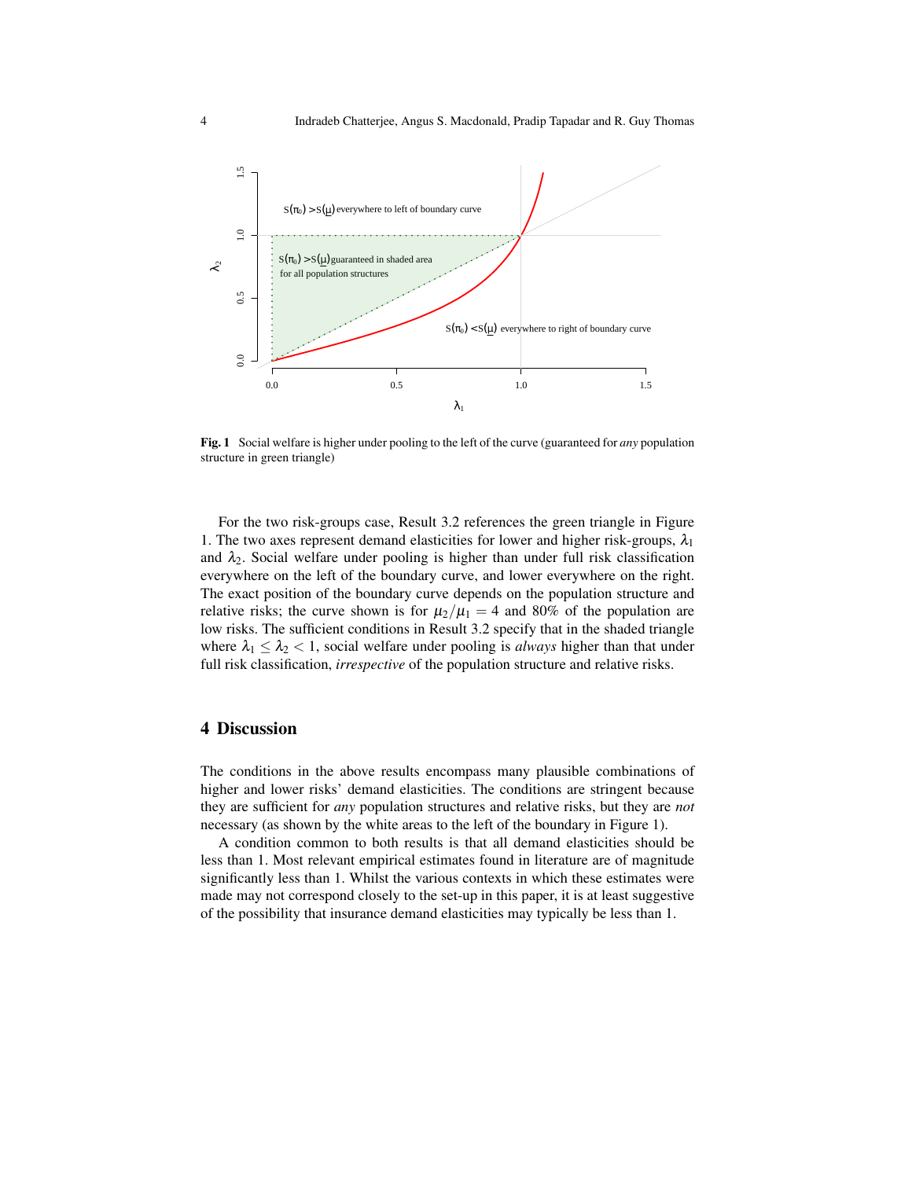$\lambda_2$

1.5

1.0

0.5

0.0

S($\pi_0$) > S($\underline{\mu}$) everywhere to left of boundary curve

S($\pi_0$) > S($\underline{\mu}$) guaranteed in shaded area for all population structures

S($\pi_0$) < S($\underline{\mu}$) everywhere to right of boundary curve

0.0

0.5

1.0

1.5

$\lambda_1$

**Fig. 1** Social welfare is higher under pooling to the left of the curve (guaranteed for *any* population structure in green triangle)

For the two risk-groups case, Result 3.2 references the green triangle in Figure 1. The two axes represent demand elasticities for lower and higher risk-groups, $\lambda_1$ and $\lambda_2$. Social welfare under pooling is higher than under full risk classification everywhere on the left of the boundary curve, and lower everywhere on the right. The exact position of the boundary curve depends on the population structure and relative risks; the curve shown is for $\mu_2/\mu_1 = 4$ and 80% of the population are low risks. The sufficient conditions in Result 3.2 specify that in the shaded triangle where $\lambda_1 \leq \lambda_2 < 1$, social welfare under pooling is *always* higher than that under full risk classification, *irrespective* of the population structure and relative risks.

## 4 Discussion

The conditions in the above results encompass many plausible combinations of higher and lower risks' demand elasticities. The conditions are stringent because they are sufficient for *any* population structures and relative risks, but they are *not* necessary (as shown by the white areas to the left of the boundary in Figure 1).

A condition common to both results is that all demand elasticities should be less than 1. Most relevant empirical estimates found in literature are of magnitude significantly less than 1. Whilst the various contexts in which these estimates were made may not correspond closely to the set-up in this paper, it is at least suggestive of the possibility that insurance demand elasticities may typically be less than 1.